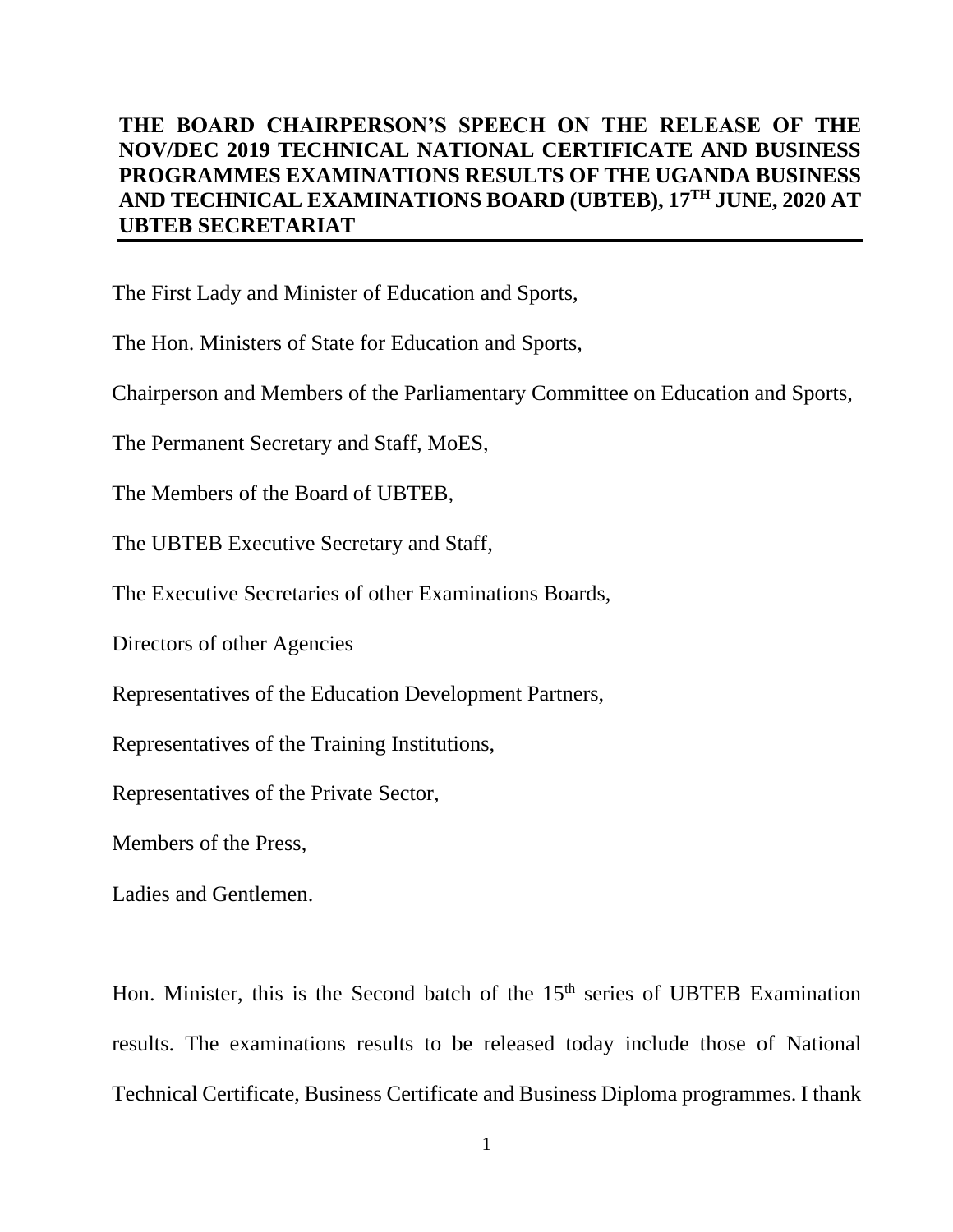# THE BOARD CHAIRPERSON'S SPEECH ON THE RELEASE OF THE NOV/DEC 2019 TECHNICAL NATIONAL CERTIFICATE AND BUSINESS PROGRAMMES EXAMINATIONS RESULTS OF THE UGANDA BUSINESS AND TECHNICAL EXAMINATIONS BOARD (UBTEB), 17TH JUNE, 2020 AT UBTEB SECRETARIAT

The First Lady and Minister of Education and Sports,

The Hon. Ministers of State for Education and Sports,

Chairperson and Members of the Parliamentary Committee on Education and Sports,

The Permanent Secretary and Staff, MoES,

The Members of the Board of UBTEB,

The UBTEB Executive Secretary and Staff,

The Executive Secretaries of other Examinations Boards,

Directors of other Agencies

Representatives of the Education Development Partners,

Representatives of the Training Institutions,

Representatives of the Private Sector,

Members of the Press,

Ladies and Gentlemen.

Hon. Minister, this is the Second batch of the 15th series of UBTEB Examination results. The examinations results to be released today include those of National Technical Certificate, Business Certificate and Business Diploma programmes. I thank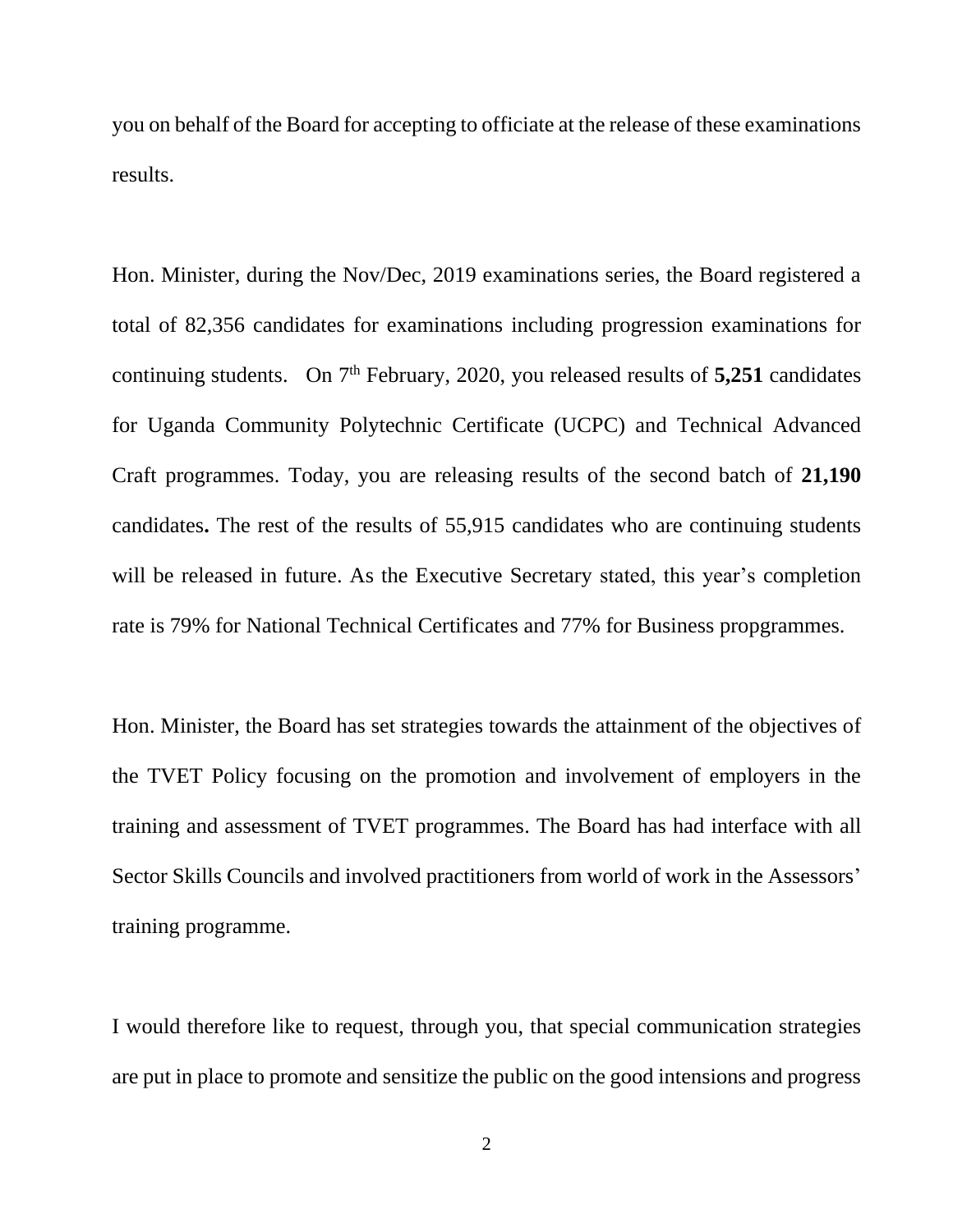you on behalf of the Board for accepting to officiate at the release of these examinations results.

Hon. Minister, during the Nov/Dec, 2019 examinations series, the Board registered a total of 82,356 candidates for examinations including progression examinations for continuing students. On 7th February, 2020, you released results of **5,251** candidates for Uganda Community Polytechnic Certificate (UCPC) and Technical Advanced Craft programmes. Today, you are releasing results of the second batch of **21,190** candidates**.** The rest of the results of 55,915 candidates who are continuing students will be released in future. As the Executive Secretary stated, this year's completion rate is 79% for National Technical Certificates and 77% for Business propgrammes.

Hon. Minister, the Board has set strategies towards the attainment of the objectives of the TVET Policy focusing on the promotion and involvement of employers in the training and assessment of TVET programmes. The Board has had interface with all Sector Skills Councils and involved practitioners from world of work in the Assessors' training programme.

I would therefore like to request, through you, that special communication strategies are put in place to promote and sensitize the public on the good intensions and progress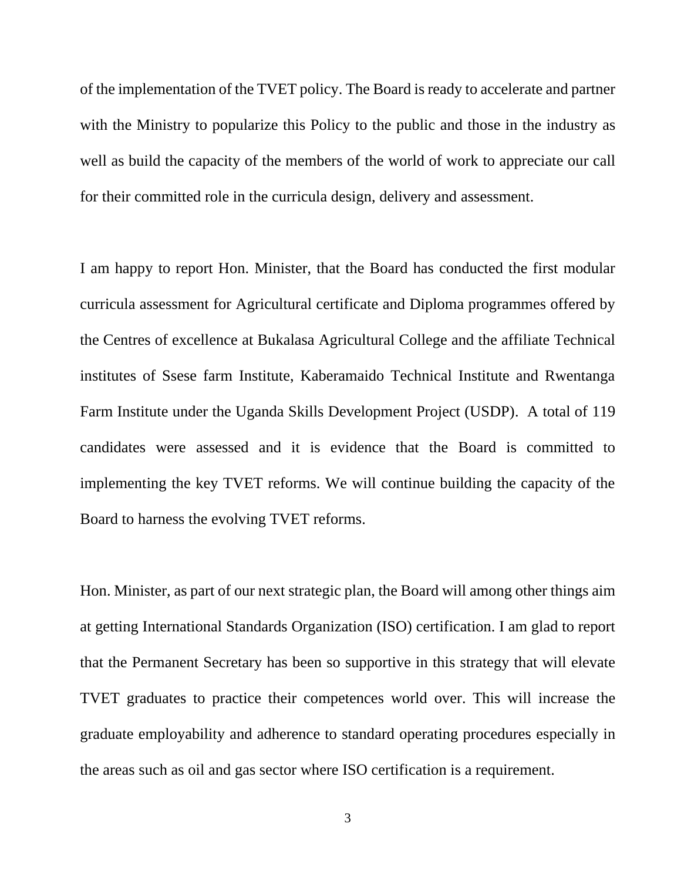of the implementation of the TVET policy. The Board is ready to accelerate and partner with the Ministry to popularize this Policy to the public and those in the industry as well as build the capacity of the members of the world of work to appreciate our call for their committed role in the curricula design, delivery and assessment.

I am happy to report Hon. Minister, that the Board has conducted the first modular curricula assessment for Agricultural certificate and Diploma programmes offered by the Centres of excellence at Bukalasa Agricultural College and the affiliate Technical institutes of Ssese farm Institute, Kaberamaido Technical Institute and Rwentanga Farm Institute under the Uganda Skills Development Project (USDP). A total of 119 candidates were assessed and it is evidence that the Board is committed to implementing the key TVET reforms. We will continue building the capacity of the Board to harness the evolving TVET reforms.

Hon. Minister, as part of our next strategic plan, the Board will among other things aim at getting International Standards Organization (ISO) certification. I am glad to report that the Permanent Secretary has been so supportive in this strategy that will elevate TVET graduates to practice their competences world over. This will increase the graduate employability and adherence to standard operating procedures especially in the areas such as oil and gas sector where ISO certification is a requirement.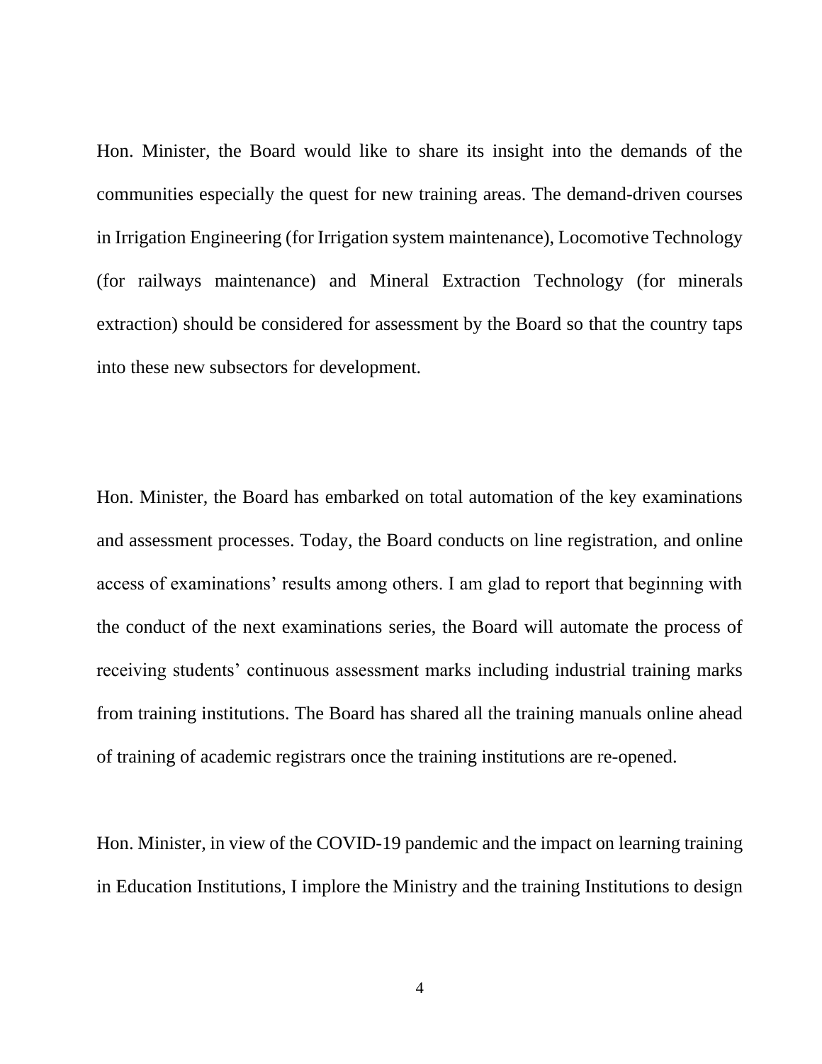Hon. Minister, the Board would like to share its insight into the demands of the communities especially the quest for new training areas. The demand-driven courses in Irrigation Engineering (for Irrigation system maintenance), Locomotive Technology (for railways maintenance) and Mineral Extraction Technology (for minerals extraction) should be considered for assessment by the Board so that the country taps into these new subsectors for development.

Hon. Minister, the Board has embarked on total automation of the key examinations and assessment processes. Today, the Board conducts on line registration, and online access of examinations' results among others. I am glad to report that beginning with the conduct of the next examinations series, the Board will automate the process of receiving students' continuous assessment marks including industrial training marks from training institutions. The Board has shared all the training manuals online ahead of training of academic registrars once the training institutions are re-opened.

Hon. Minister, in view of the COVID-19 pandemic and the impact on learning training in Education Institutions, I implore the Ministry and the training Institutions to design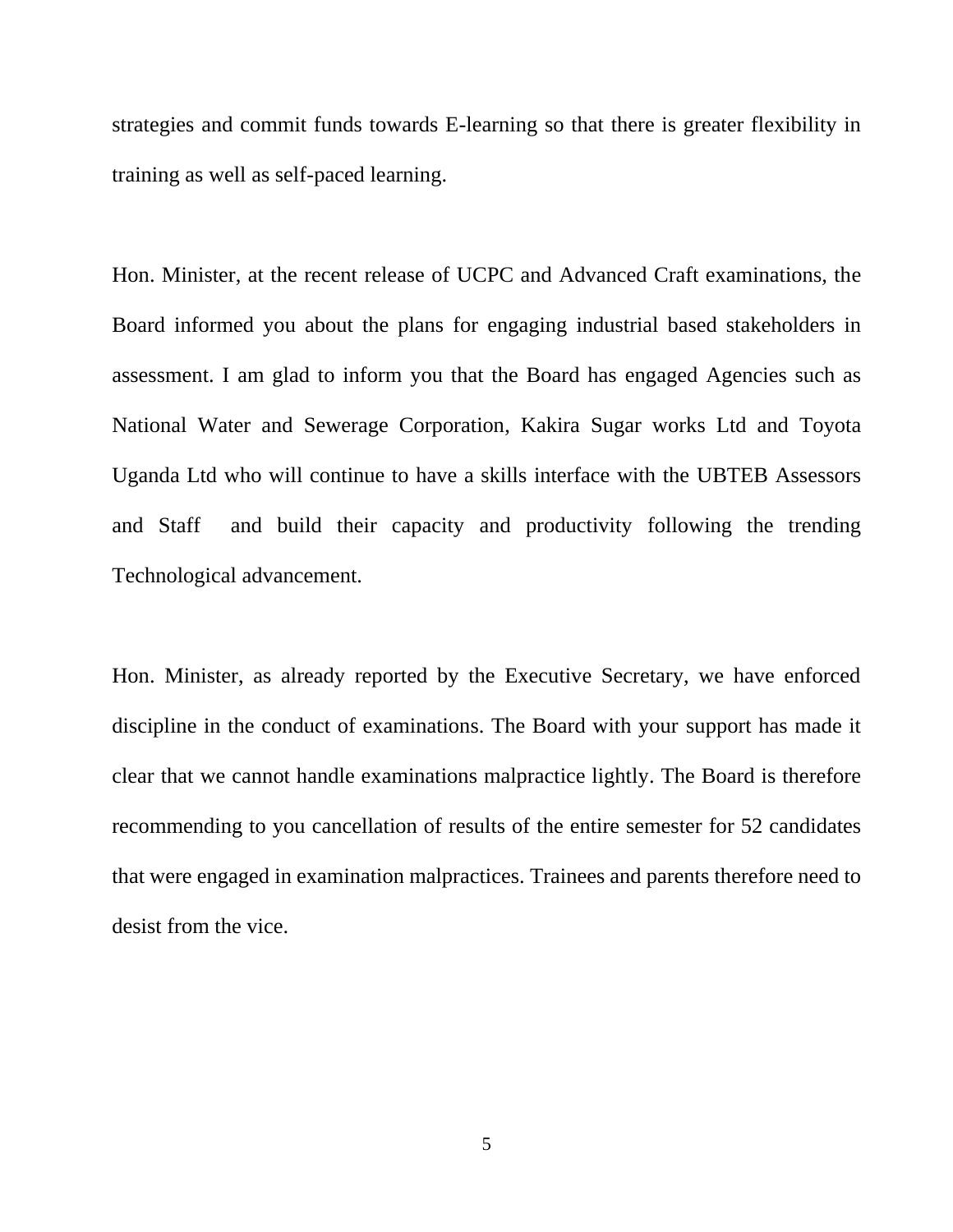strategies and commit funds towards E-learning so that there is greater flexibility in training as well as self-paced learning.

Hon. Minister, at the recent release of UCPC and Advanced Craft examinations, the Board informed you about the plans for engaging industrial based stakeholders in assessment. I am glad to inform you that the Board has engaged Agencies such as National Water and Sewerage Corporation, Kakira Sugar works Ltd and Toyota Uganda Ltd who will continue to have a skills interface with the UBTEB Assessors and Staff and build their capacity and productivity following the trending Technological advancement.

Hon. Minister, as already reported by the Executive Secretary, we have enforced discipline in the conduct of examinations. The Board with your support has made it clear that we cannot handle examinations malpractice lightly. The Board is therefore recommending to you cancellation of results of the entire semester for 52 candidates that were engaged in examination malpractices. Trainees and parents therefore need to desist from the vice.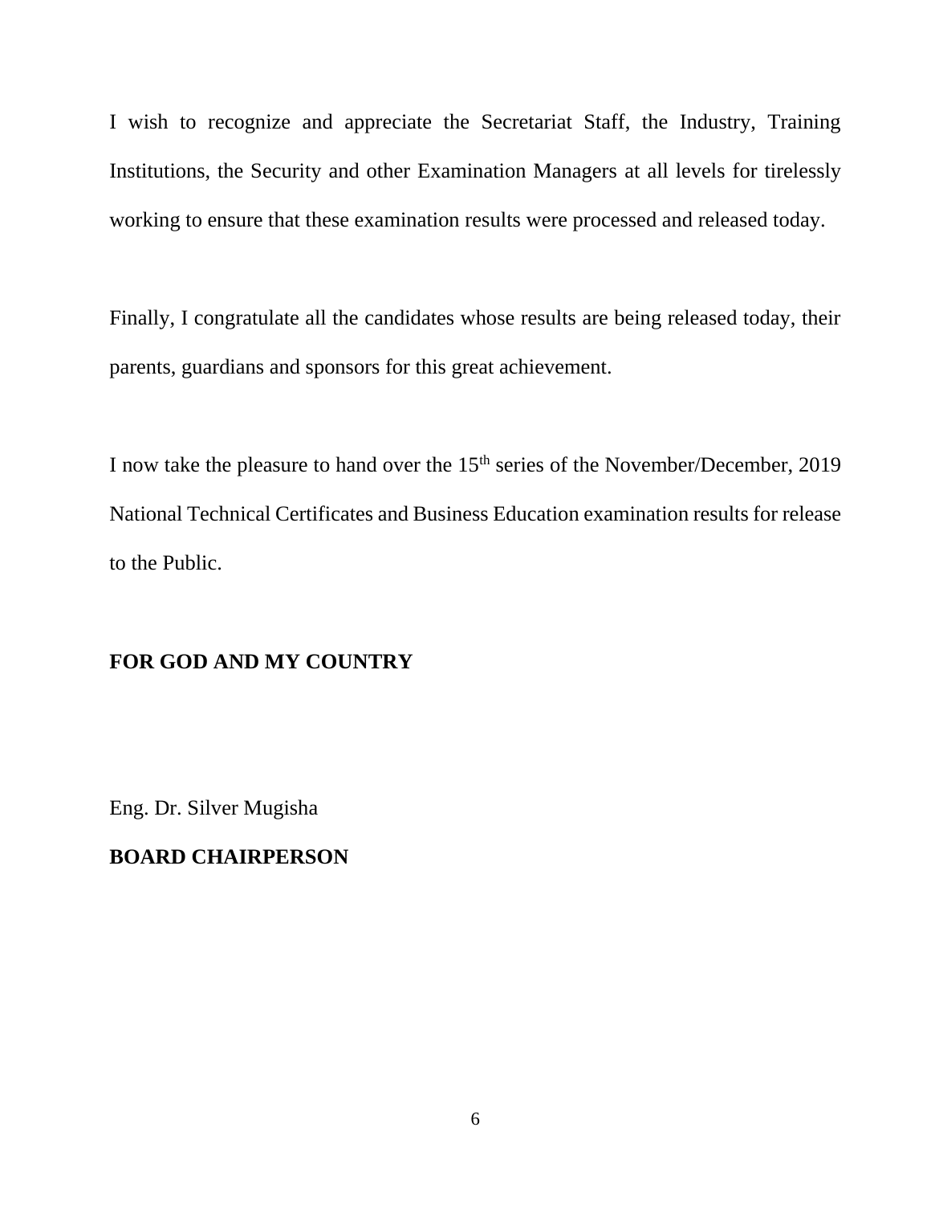I wish to recognize and appreciate the Secretariat Staff, the Industry, Training Institutions, the Security and other Examination Managers at all levels for tirelessly working to ensure that these examination results were processed and released today.

Finally, I congratulate all the candidates whose results are being released today, their parents, guardians and sponsors for this great achievement.

I now take the pleasure to hand over the 15th series of the November/December, 2019 National Technical Certificates and Business Education examination results for release to the Public.

**FOR GOD AND MY COUNTRY**

Eng. Dr. Silver Mugisha

**BOARD CHAIRPERSON**